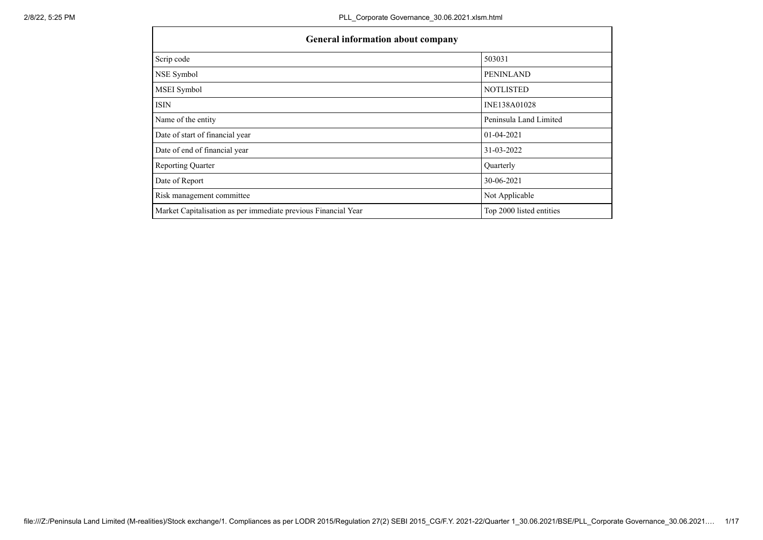| General information about company | |
| --- | --- |
| Scrip code | 503031 |
| NSE Symbol | PENINLAND |
| MSEI Symbol | NOTLISTED |
| ISIN | INE138A01028 |
| Name of the entity | Peninsula Land Limited |
| Date of start of financial year | 01-04-2021 |
| Date of end of financial year | 31-03-2022 |
| Reporting Quarter | Quarterly |
| Date of Report | 30-06-2021 |
| Risk management committee | Not Applicable |
| Market Capitalisation as per immediate previous Financial Year | Top 2000 listed entities |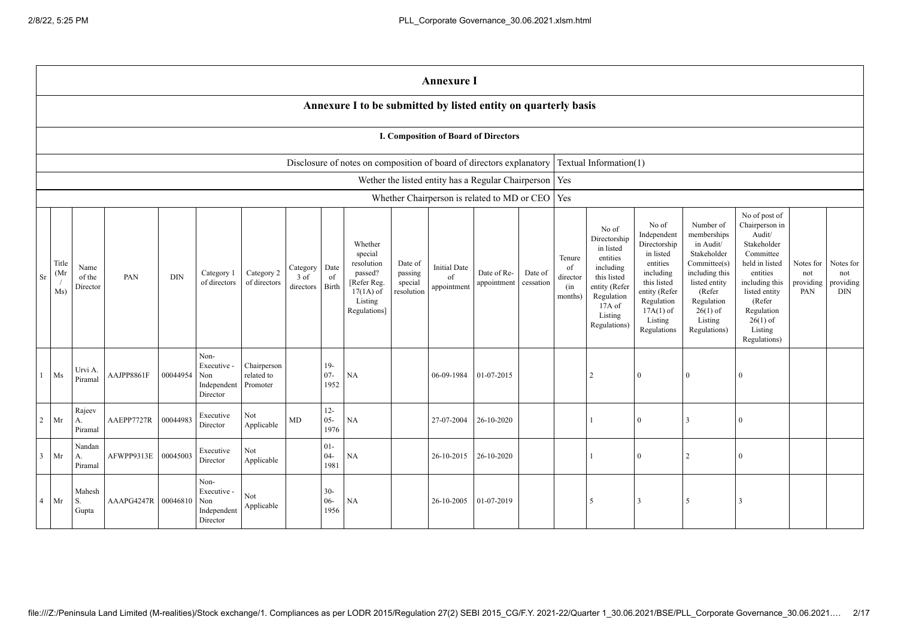# Annexure I

## Annexure I to be submitted by listed entity on quarterly basis

### I. Composition of Board of Directors

| | |
|---|---|
| Disclosure of notes on composition of board of directors explanatory | Textual Information(1) |
| Wether the listed entity has a Regular Chairperson | Yes |
| Whether Chairperson is related to MD or CEO | Yes |

| Sr | Title (Mr / Ms) | Name of the Director | PAN | DIN | Category 1 of directors | Category 2 of directors | Category 3 of directors | Date of Birth | Whether special resolution passed? [Refer Reg. 17(1A) of Listing Regulations] | Date of passing special resolution | Initial Date of appointment | Date of Re-appointment | Date of cessation | Tenure of director (in months) | No of Directorship in listed entities including this listed entity (Refer Regulation 17A of Listing Regulations) | No of Independent Directorship in listed entities including this listed entity (Refer Regulation 17A(1) of Listing Regulations | Number of memberships in Audit/ Stakeholder Committee(s) including this listed entity (Refer Regulation 26(1) of Listing Regulations) | No of post of Chairperson in Audit/ Stakeholder Committee held in listed entities including this listed entity (Refer Regulation 26(1) of Listing Regulations) | Notes for not providing PAN | Notes for not providing DIN |
|---|---|---|---|---|---|---|---|---|---|---|---|---|---|---|---|---|---|---|---|---|
| 1 | Ms | Urvi A. Piramal | AAJPP8861F | 00044954 | Non-Executive - Non Independent Director | Chairperson related to Promoter | | 19-07-1952 | NA | | 06-09-1984 | 01-07-2015 | | | 2 | 0 | 0 | 0 | | |
| 2 | Mr | Rajeev A. Piramal | AAEPP7727R | 00044983 | Executive Director | Not Applicable | MD | 12-05-1976 | NA | | 27-07-2004 | 26-10-2020 | | | 1 | 0 | 3 | 0 | | |
| 3 | Mr | Nandan A. Piramal | AFWPP9313E | 00045003 | Executive Director | Not Applicable | | 01-04-1981 | NA | | 26-10-2015 | 26-10-2020 | | | 1 | 0 | 2 | 0 | | |
| 4 | Mr | Mahesh S. Gupta | AAAPG4247R | 00046810 | Non-Executive - Non Independent Director | Not Applicable | | 30-06-1956 | NA | | 26-10-2005 | 01-07-2019 | | | 5 | 3 | 5 | 3 | | |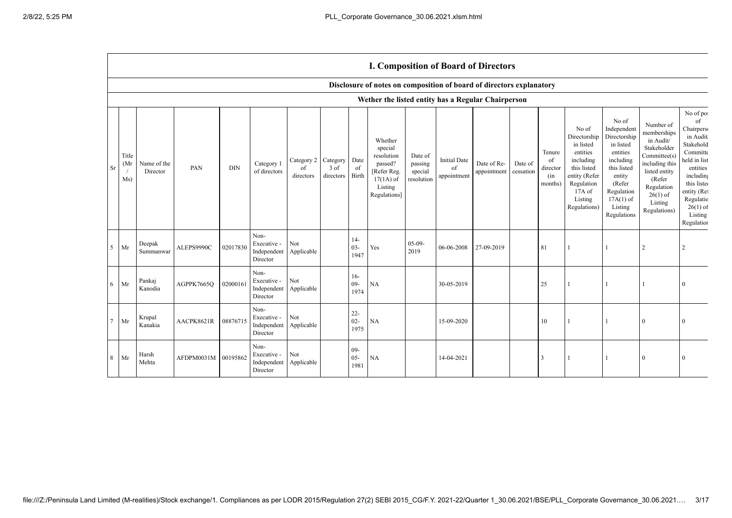## I. Composition of Board of Directors

### Disclosure of notes on composition of board of directors explanatory

### Wether the listed entity has a Regular Chairperson

| Sr | Title (Mr / Ms) | Name of the Director | PAN | DIN | Category 1 of directors | Category 2 of directors | Category 3 of directors | Date of Birth | Whether special resolution passed? [Refer Reg. 17(1A) of Listing Regulations] | Date of passing special resolution | Initial Date of appointment | Date of Re-appointment | Date of cessation | Tenure of director (in months) | No of Directorship in listed entities including this listed entity (Refer Regulation 17A of Listing Regulations) | No of Independent Directorship in listed entities including this listed entity (Refer Regulation 17A(1) of Listing Regulations | Number of memberships in Audit/ Stakeholder Committee(s) including this listed entity (Refer Regulation 26(1) of Listing Regulations) | No of post of Chairperson in Audit/ Stakeholder Committee held in listed entities including this listed entity (Refer Regulation 26(1) of Listing Regulations |
|---|---|---|---|---|---|---|---|---|---|---|---|---|---|---|---|---|---|---|
| 5 | Mr | Deepak Summanwar | ALEPS9990C | 02017830 | Non-Executive - Independent Director | Not Applicable | | 14-03-1947 | Yes | 05-09-2019 | 06-06-2008 | 27-09-2019 | | 81 | 1 | 1 | 2 | 2 |
| 6 | Mr | Pankaj Kanodia | AGPPK7665Q | 02000161 | Non-Executive - Independent Director | Not Applicable | | 16-09-1974 | NA | | 30-05-2019 | | | 25 | 1 | 1 | 1 | 0 |
| 7 | Mr | Krupal Kanakia | AACPK8621R | 08876715 | Non-Executive - Independent Director | Not Applicable | | 22-02-1975 | NA | | 15-09-2020 | | | 10 | 1 | 1 | 0 | 0 |
| 8 | Mr | Harsh Mehta | AFDPM0031M | 00195862 | Non-Executive - Independent Director | Not Applicable | | 09-05-1981 | NA | | 14-04-2021 | | | 3 | 1 | 1 | 0 | 0 |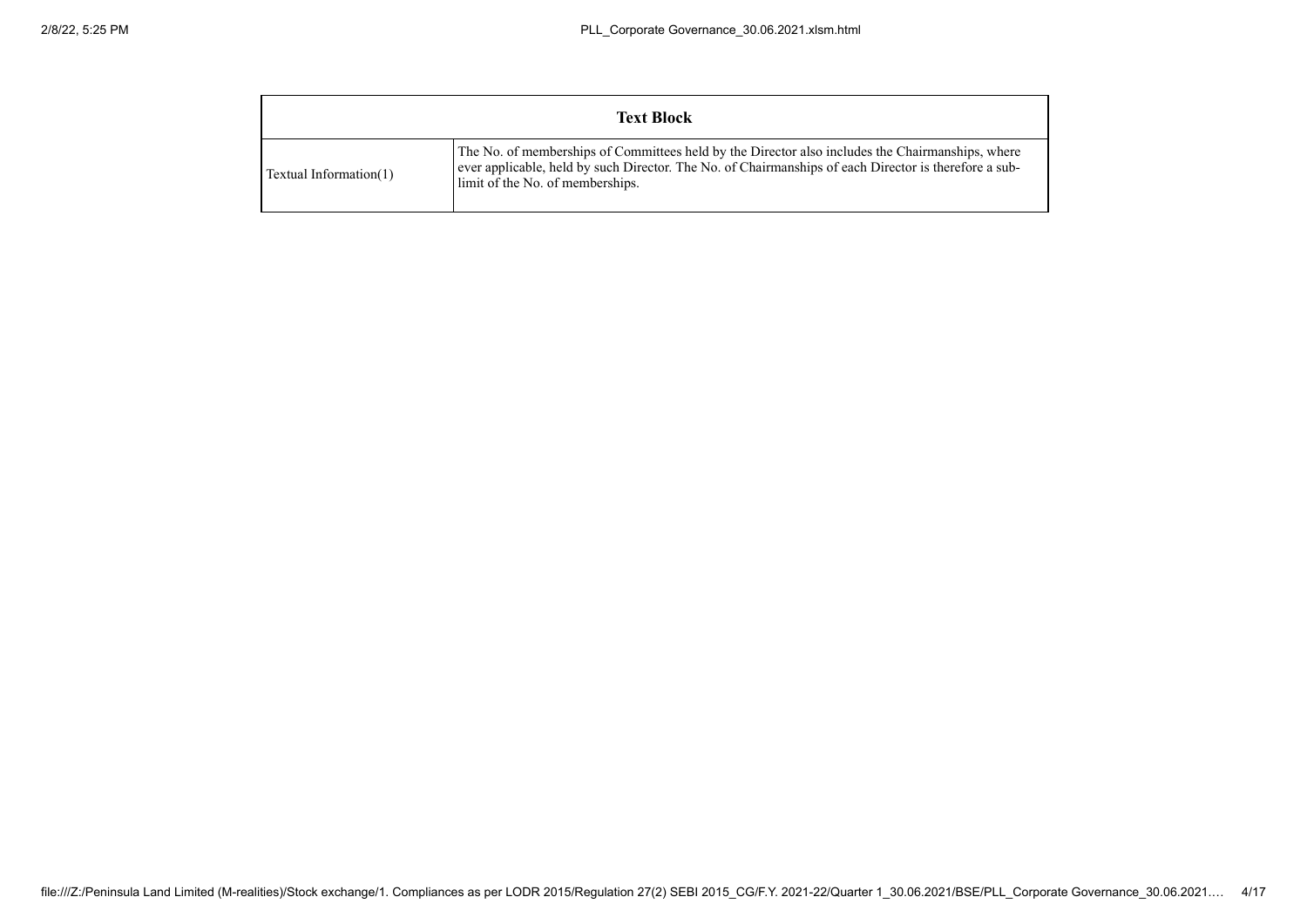| Text Block | |
|---|---|
| Textual Information(1) | The No. of memberships of Committees held by the Director also includes the Chairmanships, where ever applicable, held by such Director. The No. of Chairmanships of each Director is therefore a sub-limit of the No. of memberships. |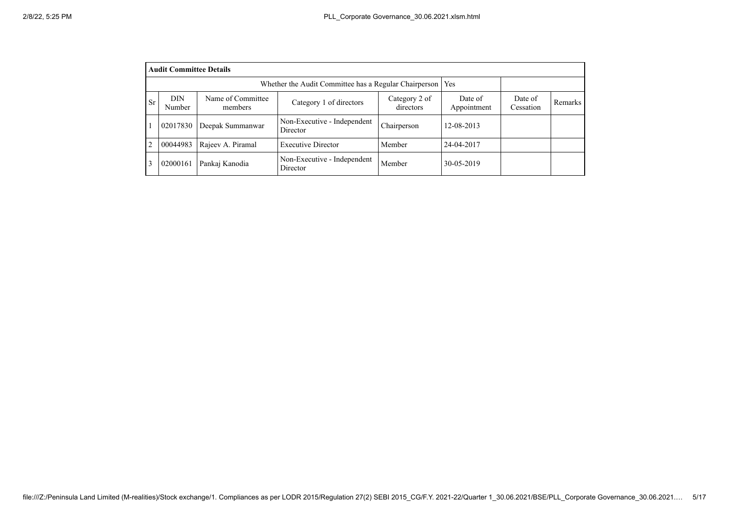**Audit Committee Details**

| | | | | | | | |
|---|---|---|---|---|---|---|---|
| Whether the Audit Committee has a Regular Chairperson | | | | | Yes | | |
| Sr | DIN Number | Name of Committee members | Category 1 of directors | Category 2 of directors | Date of Appointment | Date of Cessation | Remarks |
| 1 | 02017830 | Deepak Summanwar | Non-Executive - Independent Director | Chairperson | 12-08-2013 | | |
| 2 | 00044983 | Rajeev A. Piramal | Executive Director | Member | 24-04-2017 | | |
| 3 | 02000161 | Pankaj Kanodia | Non-Executive - Independent Director | Member | 30-05-2019 | | |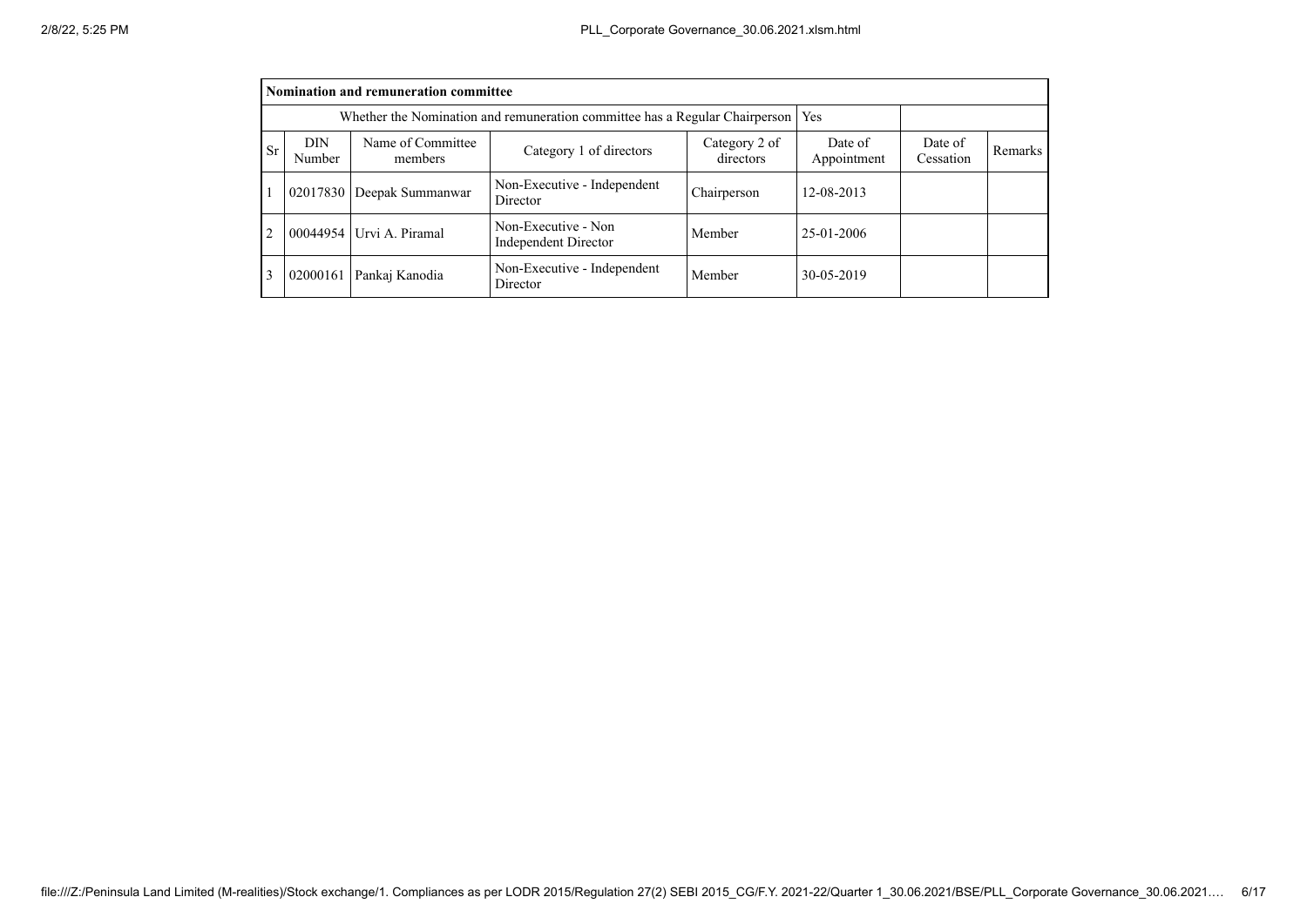| Nomination and remuneration committee | | | | | | | |
|---|---|---|---|---|---|---|---|
| Whether the Nomination and remuneration committee has a Regular Chairperson | | | | | Yes | | |
| Sr | DIN Number | Name of Committee members | Category 1 of directors | Category 2 of directors | Date of Appointment | Date of Cessation | Remarks |
| 1 | 02017830 | Deepak Summanwar | Non-Executive - Independent Director | Chairperson | 12-08-2013 | | |
| 2 | 00044954 | Urvi A. Piramal | Non-Executive - Non Independent Director | Member | 25-01-2006 | | |
| 3 | 02000161 | Pankaj Kanodia | Non-Executive - Independent Director | Member | 30-05-2019 | | |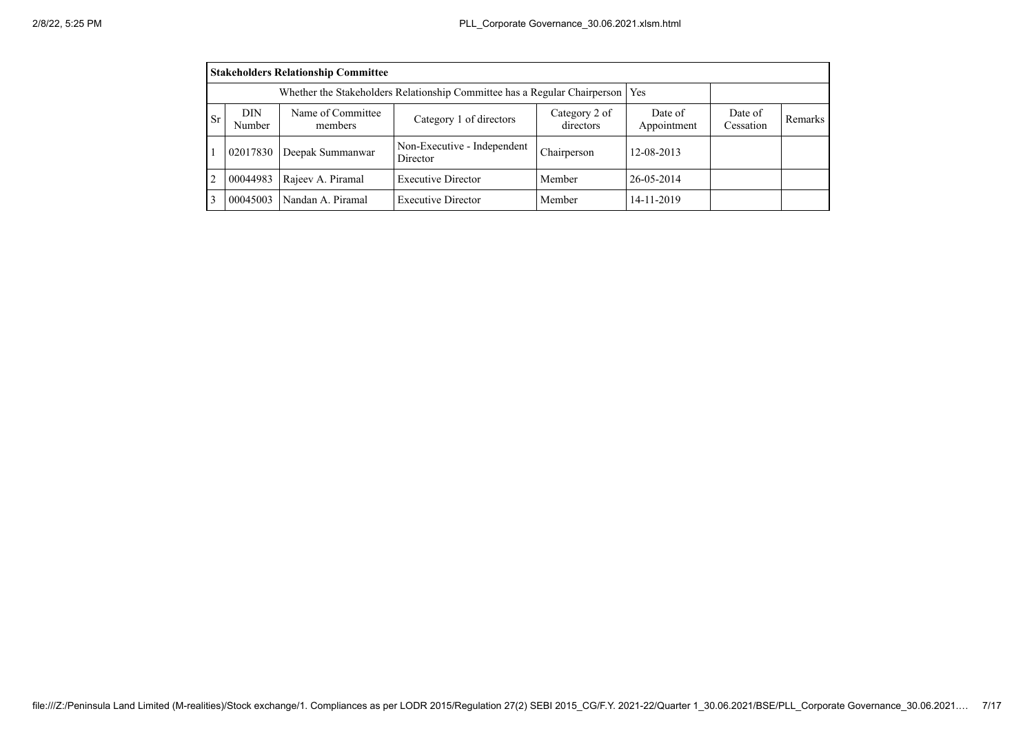| Stakeholders Relationship Committee | | | | | | | |
|---|---|---|---|---|---|---|---|
| Whether the Stakeholders Relationship Committee has a Regular Chairperson | | | | | Yes | | |
| Sr | DIN Number | Name of Committee members | Category 1 of directors | Category 2 of directors | Date of Appointment | Date of Cessation | Remarks |
| 1 | 02017830 | Deepak Summanwar | Non-Executive - Independent Director | Chairperson | 12-08-2013 | | |
| 2 | 00044983 | Rajeev A. Piramal | Executive Director | Member | 26-05-2014 | | |
| 3 | 00045003 | Nandan A. Piramal | Executive Director | Member | 14-11-2019 | | |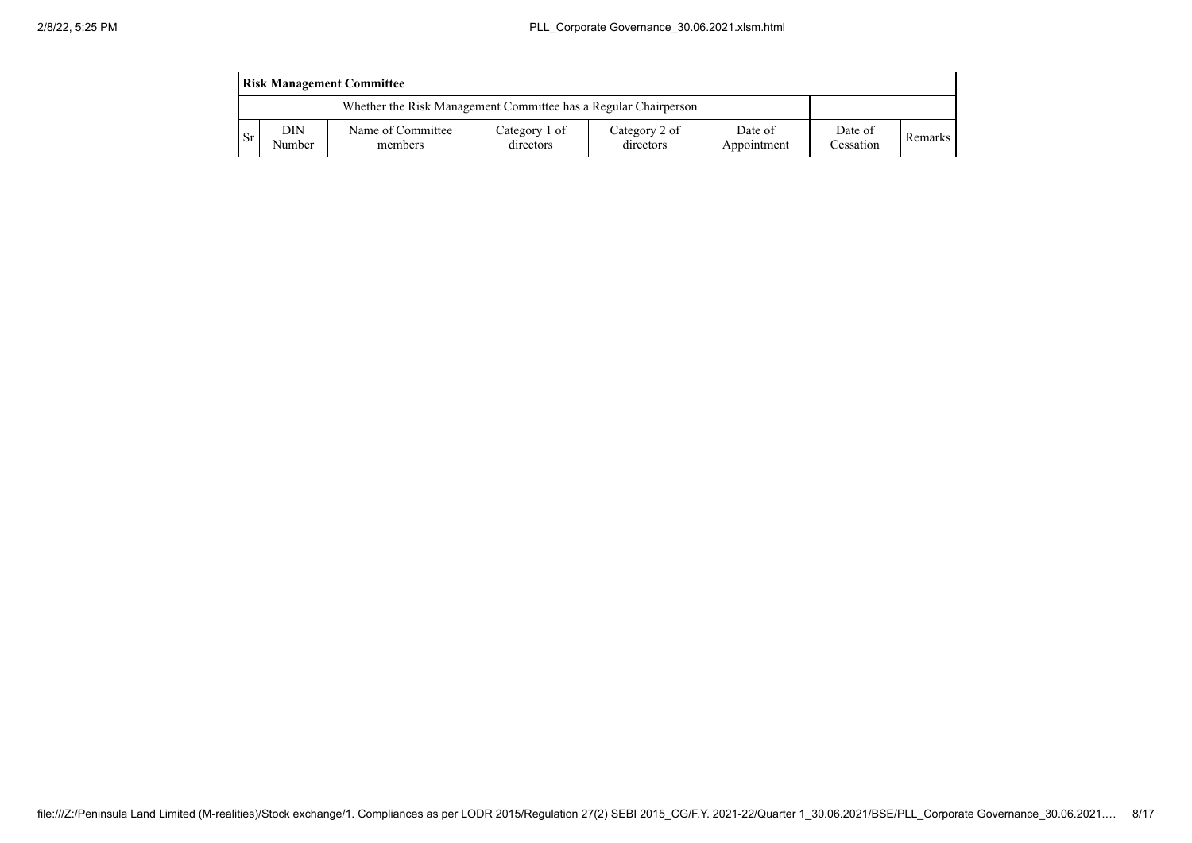| Risk Management Committee | | | | | | | |
|---|---|---|---|---|---|---|---|
| Whether the Risk Management Committee has a Regular Chairperson | | | | | | | |
| Sr | DIN Number | Name of Committee members | Category 1 of directors | Category 2 of directors | Date of Appointment | Date of Cessation | Remarks |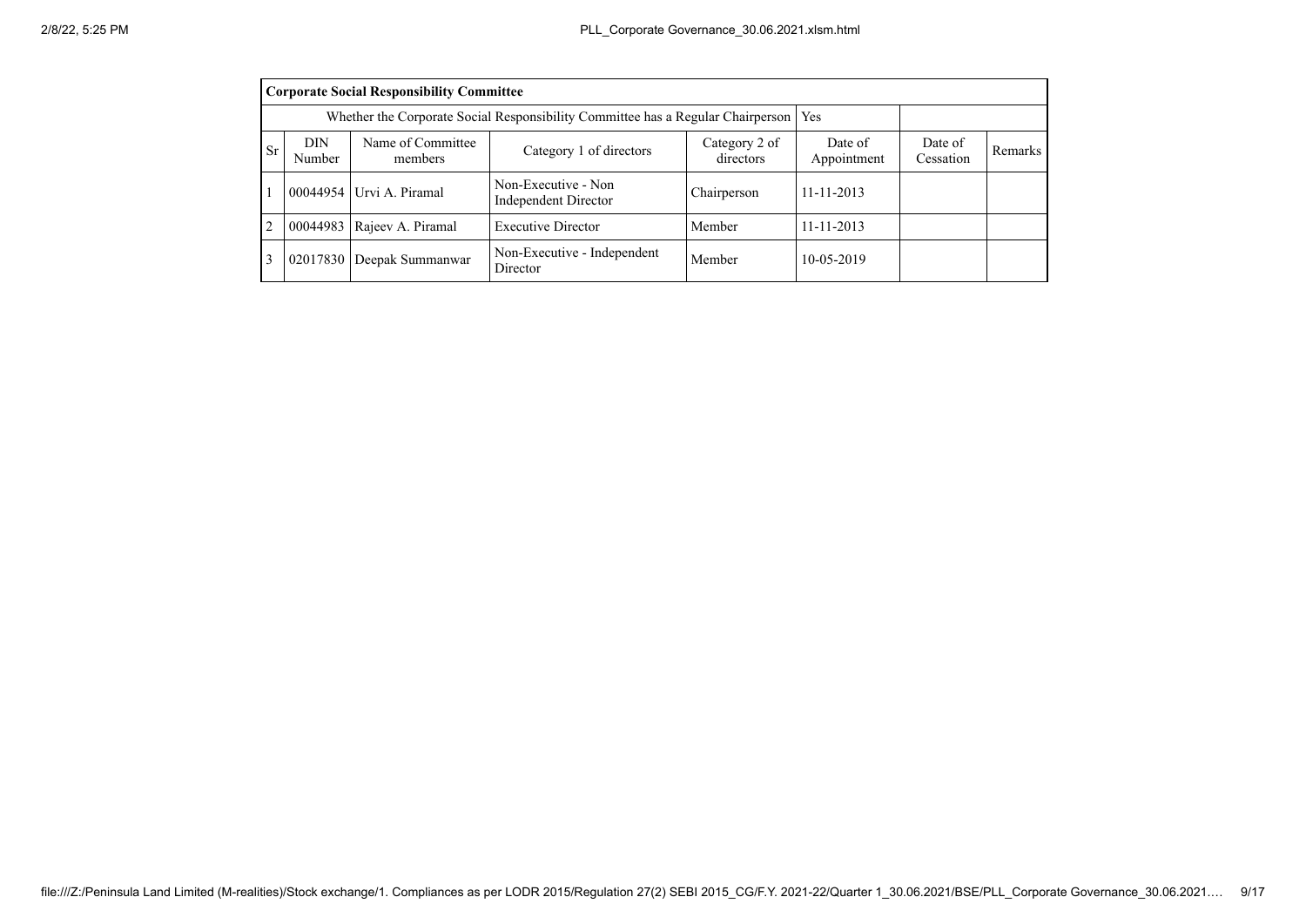| Corporate Social Responsibility Committee | | | | | | | |
|---|---|---|---|---|---|---|---|
| Whether the Corporate Social Responsibility Committee has a Regular Chairperson | | | | | Yes | | |
| Sr | DIN Number | Name of Committee members | Category 1 of directors | Category 2 of directors | Date of Appointment | Date of Cessation | Remarks |
| 1 | 00044954 | Urvi A. Piramal | Non-Executive - Non Independent Director | Chairperson | 11-11-2013 | | |
| 2 | 00044983 | Rajeev A. Piramal | Executive Director | Member | 11-11-2013 | | |
| 3 | 02017830 | Deepak Summanwar | Non-Executive - Independent Director | Member | 10-05-2019 | | |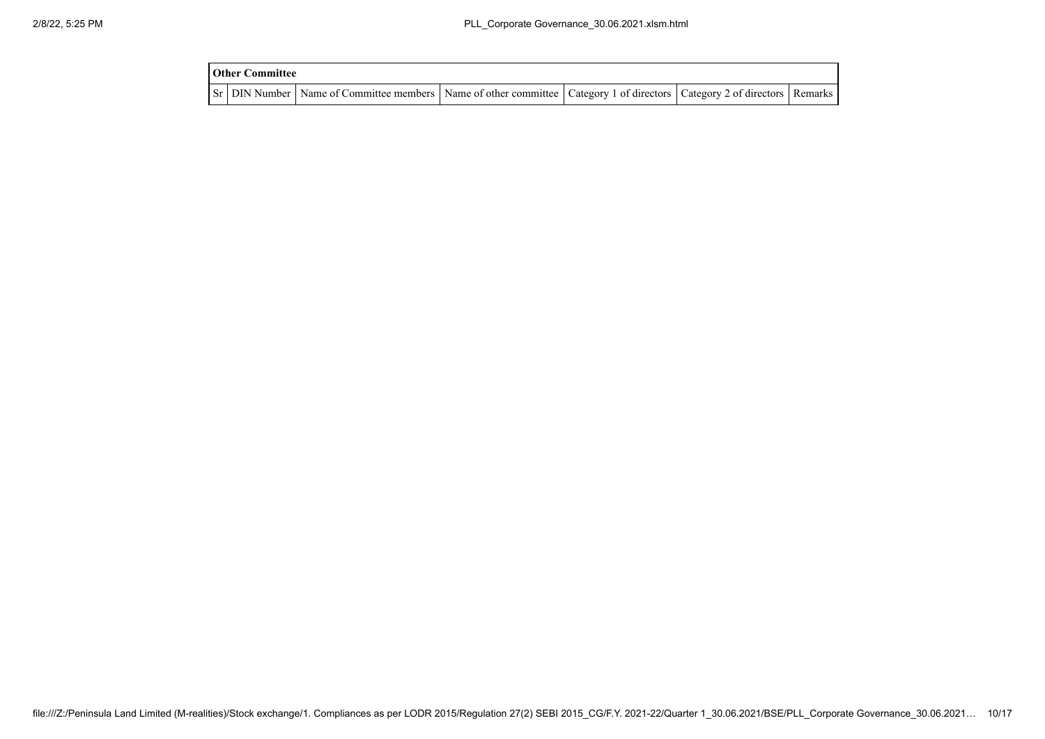| Other Committee | | | | | | |
|---|---|---|---|---|---|---|
| Sr | DIN Number | Name of Committee members | Name of other committee | Category 1 of directors | Category 2 of directors | Remarks |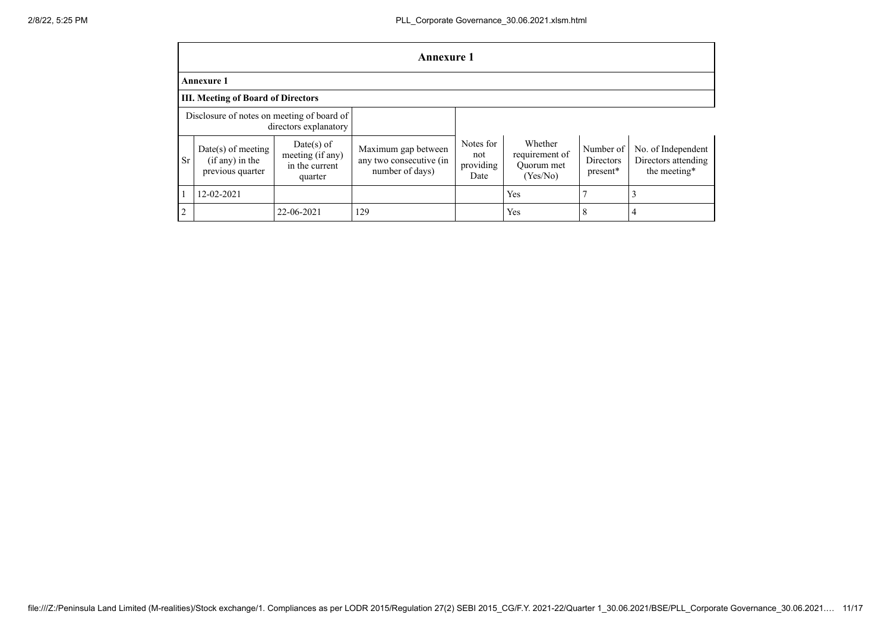# Annexure 1

## Annexure 1

### III. Meeting of Board of Directors

| Disclosure of notes on meeting of board of directors explanatory | | | | | | | |
|---|---|---|---|---|---|---|---|
| Sr | Date(s) of meeting (if any) in the previous quarter | Date(s) of meeting (if any) in the current quarter | Maximum gap between any two consecutive (in number of days) | Notes for not providing Date | Whether requirement of Quorum met (Yes/No) | Number of Directors present* | No. of Independent Directors attending the meeting* |
| 1 | 12-02-2021 | | | | Yes | 7 | 3 |
| 2 | | 22-06-2021 | 129 | | Yes | 8 | 4 |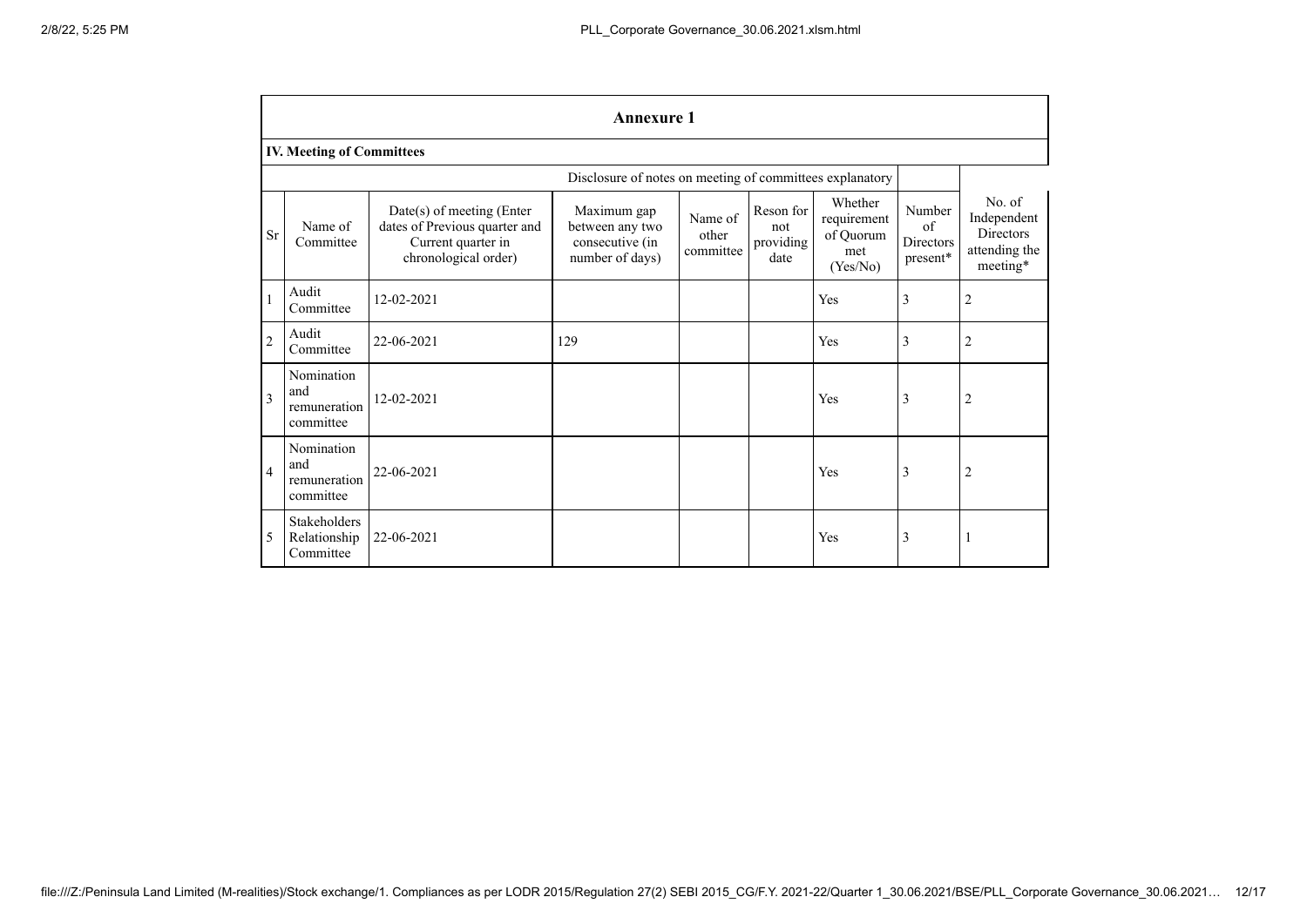## Annexure 1

### IV. Meeting of Committees

| | | | Disclosure of notes on meeting of committees explanatory | | | | | |
|---|---|---|---|---|---|---|---|---|
| Sr | Name of Committee | Date(s) of meeting (Enter dates of Previous quarter and Current quarter in chronological order) | Maximum gap between any two consecutive (in number of days) | Name of other committee | Reson for not providing date | Whether requirement of Quorum met (Yes/No) | Number of Directors present* | No. of Independent Directors attending the meeting* |
| 1 | Audit Committee | 12-02-2021 | | | | Yes | 3 | 2 |
| 2 | Audit Committee | 22-06-2021 | 129 | | | Yes | 3 | 2 |
| 3 | Nomination and remuneration committee | 12-02-2021 | | | | Yes | 3 | 2 |
| 4 | Nomination and remuneration committee | 22-06-2021 | | | | Yes | 3 | 2 |
| 5 | Stakeholders Relationship Committee | 22-06-2021 | | | | Yes | 3 | 1 |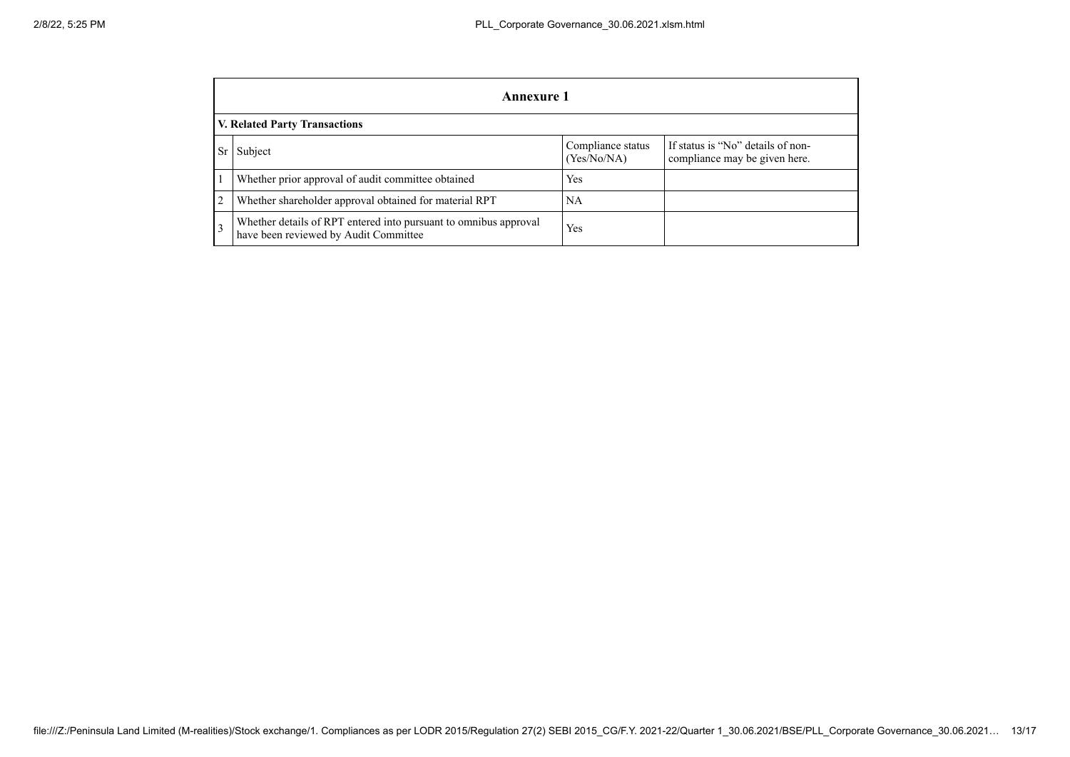## Annexure 1

### V. Related Party Transactions

| Sr | Subject | Compliance status (Yes/No/NA) | If status is "No" details of non-compliance may be given here. |
|---|---|---|---|
| 1 | Whether prior approval of audit committee obtained | Yes | |
| 2 | Whether shareholder approval obtained for material RPT | NA | |
| 3 | Whether details of RPT entered into pursuant to omnibus approval have been reviewed by Audit Committee | Yes | |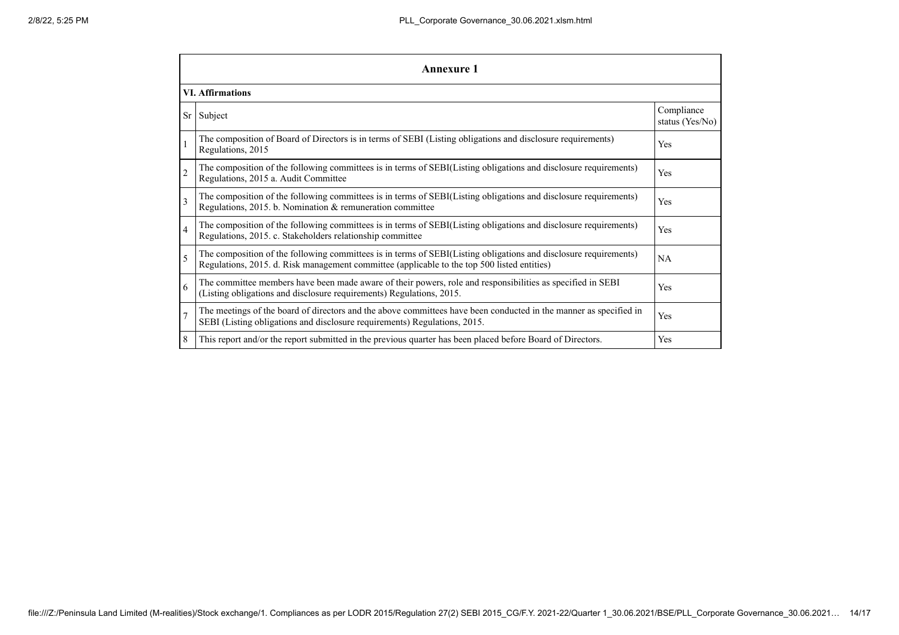## Annexure 1

### VI. Affirmations

| Sr | Subject | Compliance status (Yes/No) |
|---|---|---|
| 1 | The composition of Board of Directors is in terms of SEBI (Listing obligations and disclosure requirements) Regulations, 2015 | Yes |
| 2 | The composition of the following committees is in terms of SEBI(Listing obligations and disclosure requirements) Regulations, 2015 a. Audit Committee | Yes |
| 3 | The composition of the following committees is in terms of SEBI(Listing obligations and disclosure requirements) Regulations, 2015. b. Nomination & remuneration committee | Yes |
| 4 | The composition of the following committees is in terms of SEBI(Listing obligations and disclosure requirements) Regulations, 2015. c. Stakeholders relationship committee | Yes |
| 5 | The composition of the following committees is in terms of SEBI(Listing obligations and disclosure requirements) Regulations, 2015. d. Risk management committee (applicable to the top 500 listed entities) | NA |
| 6 | The committee members have been made aware of their powers, role and responsibilities as specified in SEBI (Listing obligations and disclosure requirements) Regulations, 2015. | Yes |
| 7 | The meetings of the board of directors and the above committees have been conducted in the manner as specified in SEBI (Listing obligations and disclosure requirements) Regulations, 2015. | Yes |
| 8 | This report and/or the report submitted in the previous quarter has been placed before Board of Directors. | Yes |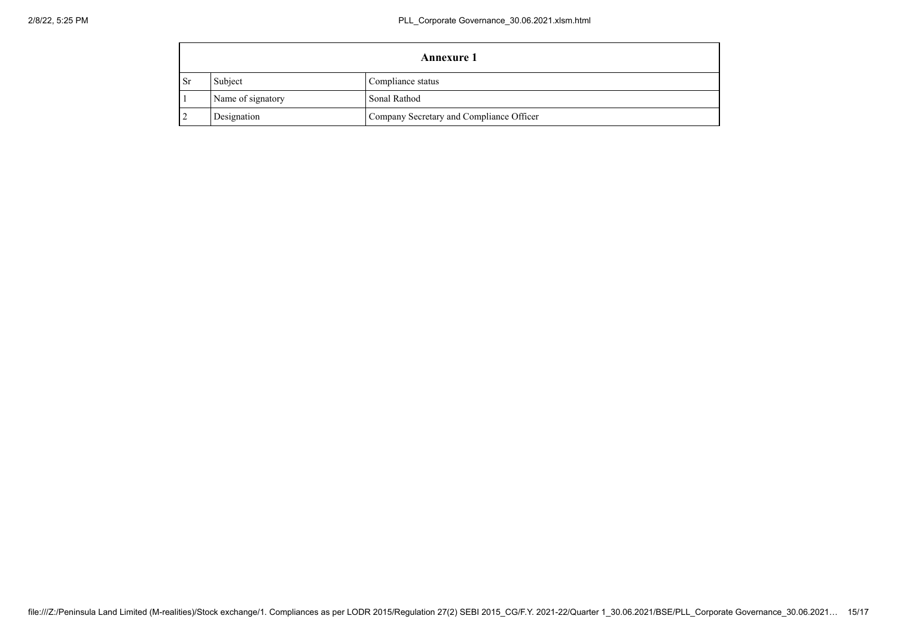| Annexure 1 | | |
| --- | --- | --- |
| Sr | Subject | Compliance status |
| 1 | Name of signatory | Sonal Rathod |
| 2 | Designation | Company Secretary and Compliance Officer |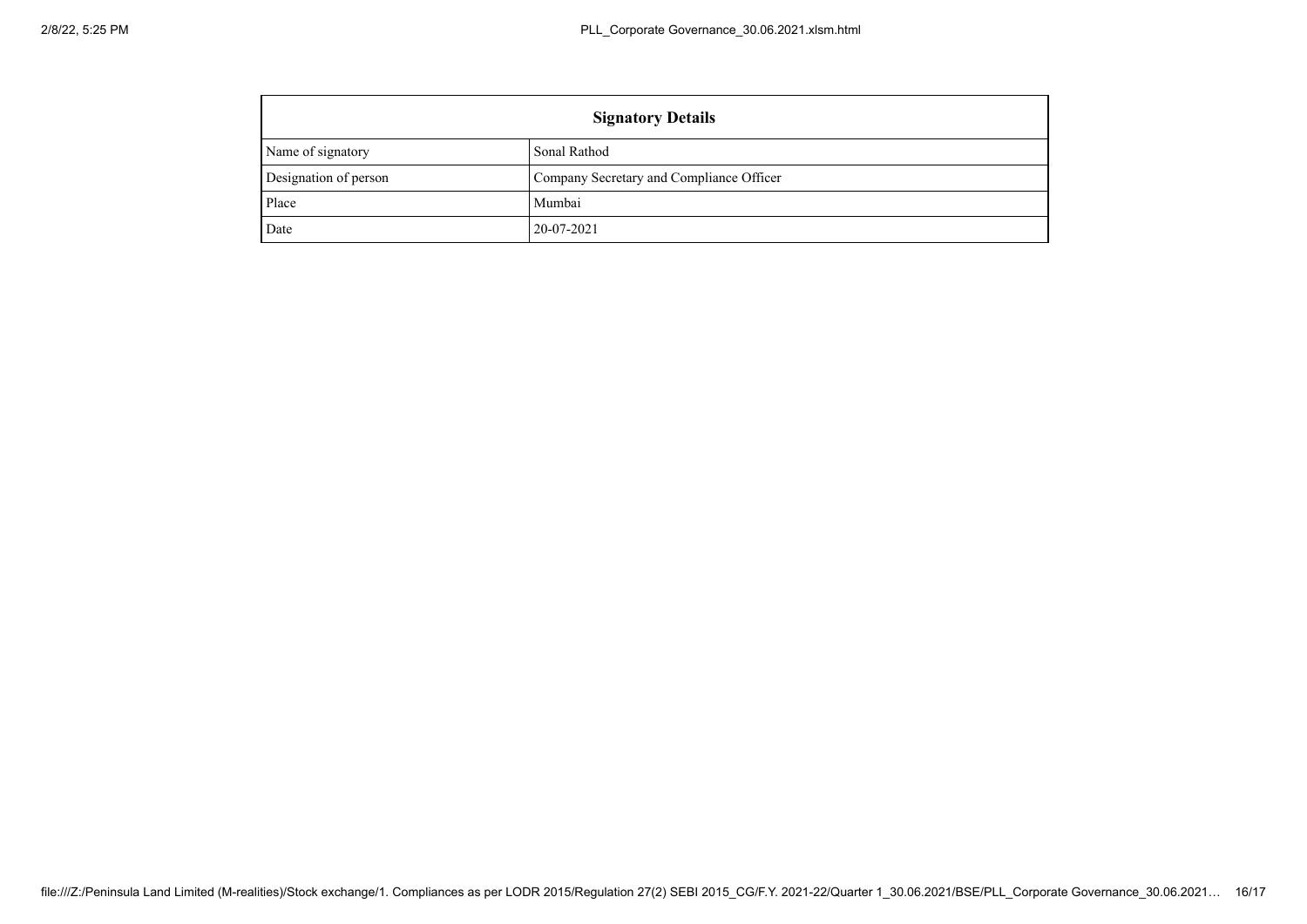| Signatory Details | |
|---|---|
| Name of signatory | Sonal Rathod |
| Designation of person | Company Secretary and Compliance Officer |
| Place | Mumbai |
| Date | 20-07-2021 |